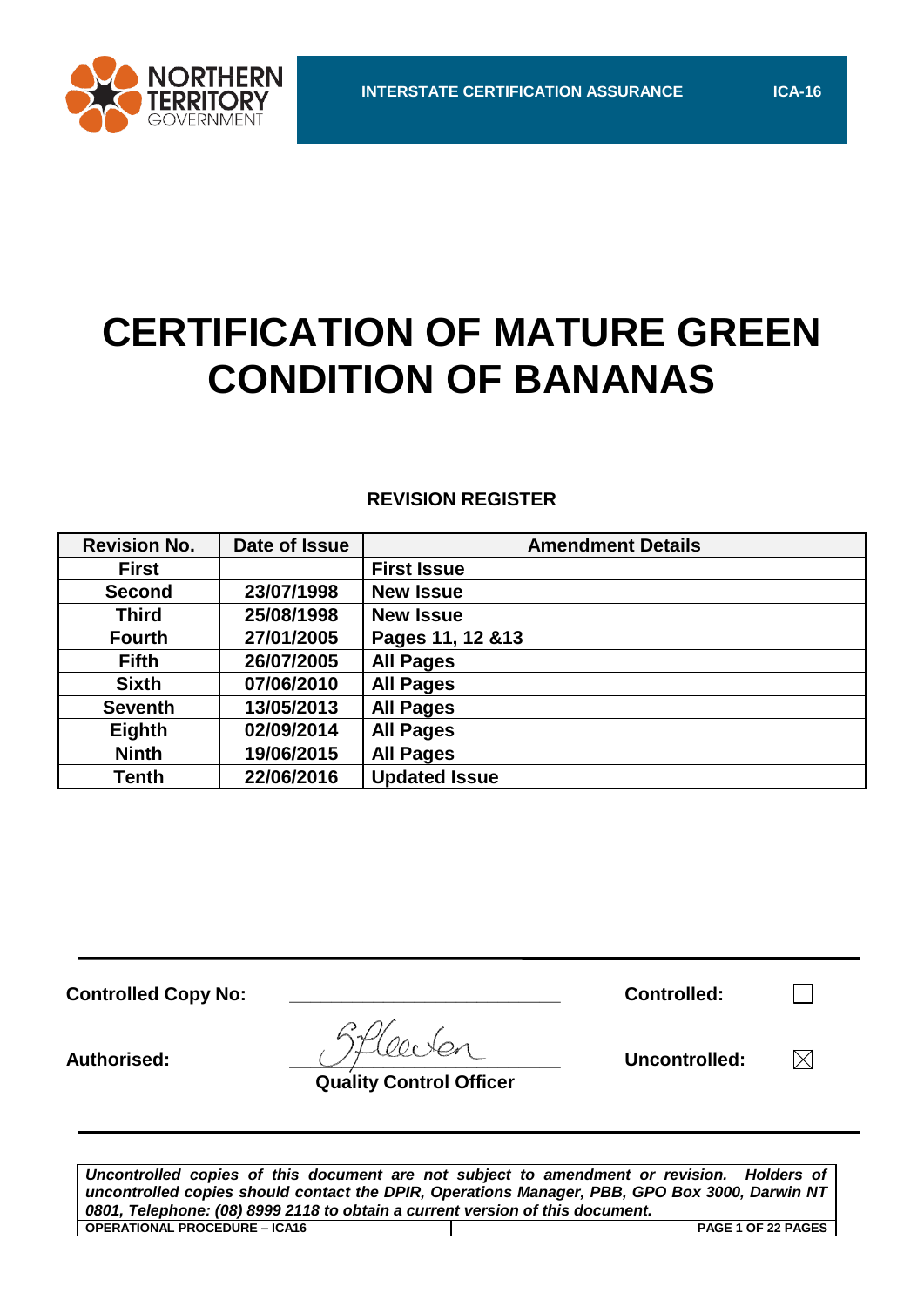# CERTIFICATION OF MATURE GREEN CONDITION OF BANANAS

## REVISION REGISTER

| Revision No. | Date of Issue | Amendment Details |
|---|---|---|
| **First** | | **First Issue** |
| **Second** | **23/07/1998** | **New Issue** |
| **Third** | **25/08/1998** | **New Issue** |
| **Fourth** | **27/01/2005** | **Pages 11, 12 &13** |
| **Fifth** | **26/07/2005** | **All Pages** |
| **Sixth** | **07/06/2010** | **All Pages** |
| **Seventh** | **13/05/2013** | **All Pages** |
| **Eighth** | **02/09/2014** | **All Pages** |
| **Ninth** | **19/06/2015** | **All Pages** |
| **Tenth** | **22/06/2016** | **Updated Issue** |

**Controlled Copy No:** ____________________ **Controlled:** ☐

**Authorised:** ____________________ **Uncontrolled:** ☒

**Quality Control Officer**

***Uncontrolled copies of this document are not subject to amendment or revision. Holders of uncontrolled copies should contact the DPIR, Operations Manager, PBB, GPO Box 3000, Darwin NT 0801, Telephone: (08) 8999 2118 to obtain a current version of this document.***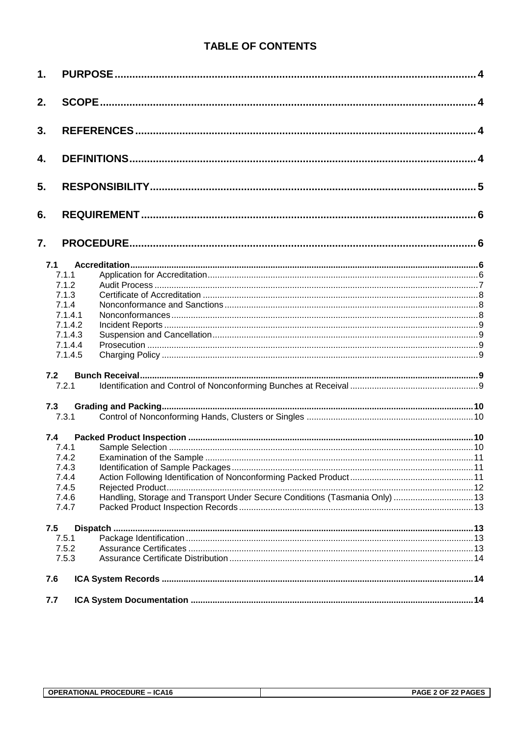# TABLE OF CONTENTS

1. PURPOSE ..... 4
2. SCOPE ..... 4
3. REFERENCES ..... 4
4. DEFINITIONS ..... 4
5. RESPONSIBILITY ..... 5
6. REQUIREMENT ..... 6
7. PROCEDURE ..... 6

- 7.1 Accreditation ..... 6
  - 7.1.1 Application for Accreditation ..... 6
  - 7.1.2 Audit Process ..... 7
  - 7.1.3 Certificate of Accreditation ..... 8
  - 7.1.4 Nonconformance and Sanctions ..... 8
  - 7.1.4.1 Nonconformances ..... 8
  - 7.1.4.2 Incident Reports ..... 9
  - 7.1.4.3 Suspension and Cancellation ..... 9
  - 7.1.4.4 Prosecution ..... 9
  - 7.1.4.5 Charging Policy ..... 9
- 7.2 Bunch Receival ..... 9
  - 7.2.1 Identification and Control of Nonconforming Bunches at Receival ..... 9
- 7.3 Grading and Packing ..... 10
  - 7.3.1 Control of Nonconforming Hands, Clusters or Singles ..... 10
- 7.4 Packed Product Inspection ..... 10
  - 7.4.1 Sample Selection ..... 10
  - 7.4.2 Examination of the Sample ..... 11
  - 7.4.3 Identification of Sample Packages ..... 11
  - 7.4.4 Action Following Identification of Nonconforming Packed Product ..... 11
  - 7.4.5 Rejected Product ..... 12
  - 7.4.6 Handling, Storage and Transport Under Secure Conditions (Tasmania Only) ..... 13
  - 7.4.7 Packed Product Inspection Records ..... 13
- 7.5 Dispatch ..... 13
  - 7.5.1 Package Identification ..... 13
  - 7.5.2 Assurance Certificates ..... 13
  - 7.5.3 Assurance Certificate Distribution ..... 14
- 7.6 ICA System Records ..... 14
- 7.7 ICA System Documentation ..... 14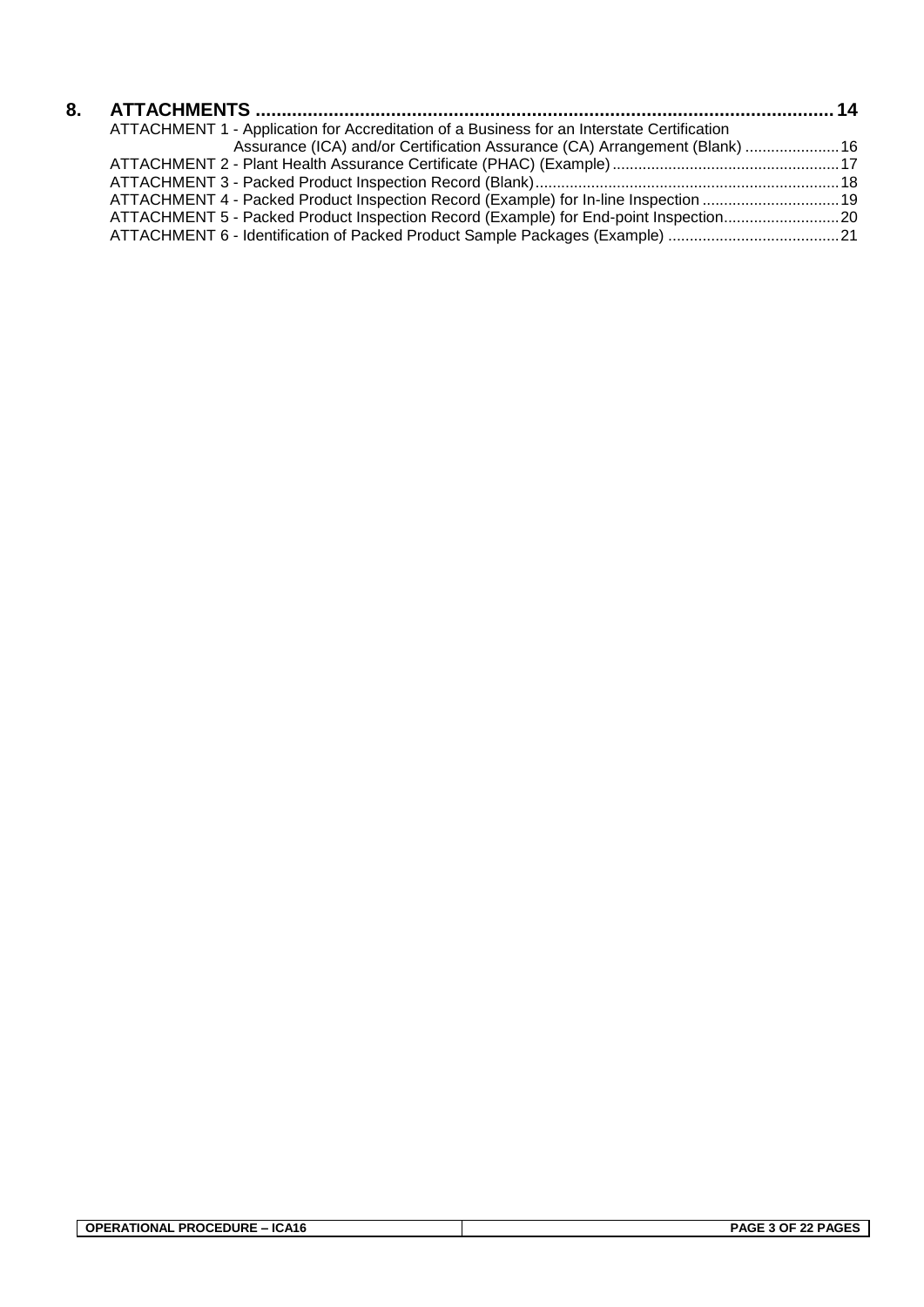**8. ATTACHMENTS .......................................................................................................... 14**

ATTACHMENT 1 - Application for Accreditation of a Business for an Interstate Certification Assurance (ICA) and/or Certification Assurance (CA) Arrangement (Blank) ...................... 16

ATTACHMENT 2 - Plant Health Assurance Certificate (PHAC) (Example) .................................................... 17

ATTACHMENT 3 - Packed Product Inspection Record (Blank) ...................................................................... 18

ATTACHMENT 4 - Packed Product Inspection Record (Example) for In-line Inspection ................................ 19

ATTACHMENT 5 - Packed Product Inspection Record (Example) for End-point Inspection........................... 20

ATTACHMENT 6 - Identification of Packed Product Sample Packages (Example) ........................................ 21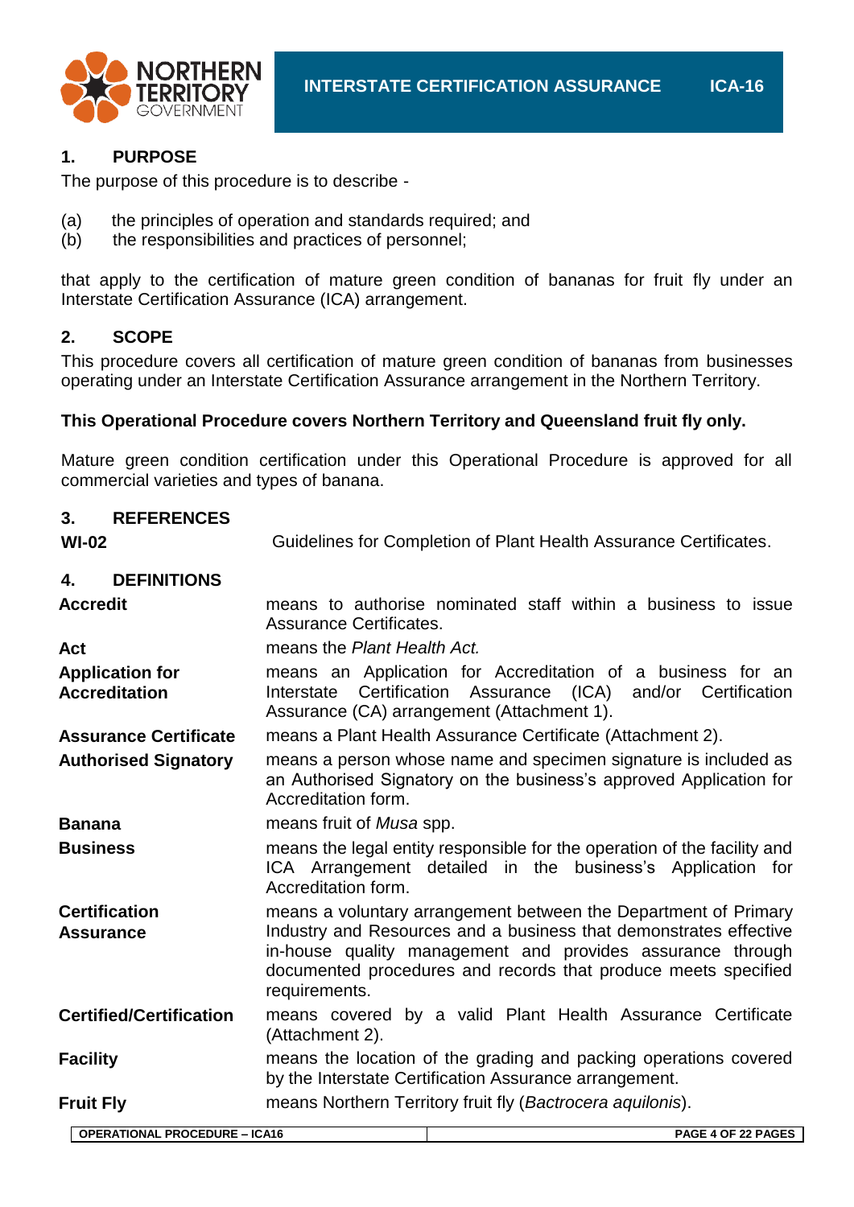## 1. PURPOSE

The purpose of this procedure is to describe -

(a) the principles of operation and standards required; and
(b) the responsibilities and practices of personnel;

that apply to the certification of mature green condition of bananas for fruit fly under an Interstate Certification Assurance (ICA) arrangement.

## 2. SCOPE

This procedure covers all certification of mature green condition of bananas from businesses operating under an Interstate Certification Assurance arrangement in the Northern Territory.

**This Operational Procedure covers Northern Territory and Queensland fruit fly only.**

Mature green condition certification under this Operational Procedure is approved for all commercial varieties and types of banana.

## 3. REFERENCES

| | |
|---|---|
| **WI-02** | Guidelines for Completion of Plant Health Assurance Certificates. |

## 4. DEFINITIONS

| | |
|---|---|
| **Accredit** | means to authorise nominated staff within a business to issue Assurance Certificates. |
| **Act** | means the *Plant Health Act.* |
| **Application for Accreditation** | means an Application for Accreditation of a business for an Interstate Certification Assurance (ICA) and/or Certification Assurance (CA) arrangement (Attachment 1). |
| **Assurance Certificate** | means a Plant Health Assurance Certificate (Attachment 2). |
| **Authorised Signatory** | means a person whose name and specimen signature is included as an Authorised Signatory on the business's approved Application for Accreditation form. |
| **Banana** | means fruit of *Musa* spp. |
| **Business** | means the legal entity responsible for the operation of the facility and ICA Arrangement detailed in the business's Application for Accreditation form. |
| **Certification Assurance** | means a voluntary arrangement between the Department of Primary Industry and Resources and a business that demonstrates effective in-house quality management and provides assurance through documented procedures and records that produce meets specified requirements. |
| **Certified/Certification** | means covered by a valid Plant Health Assurance Certificate (Attachment 2). |
| **Facility** | means the location of the grading and packing operations covered by the Interstate Certification Assurance arrangement. |
| **Fruit Fly** | means Northern Territory fruit fly (*Bactrocera aquilonis*). |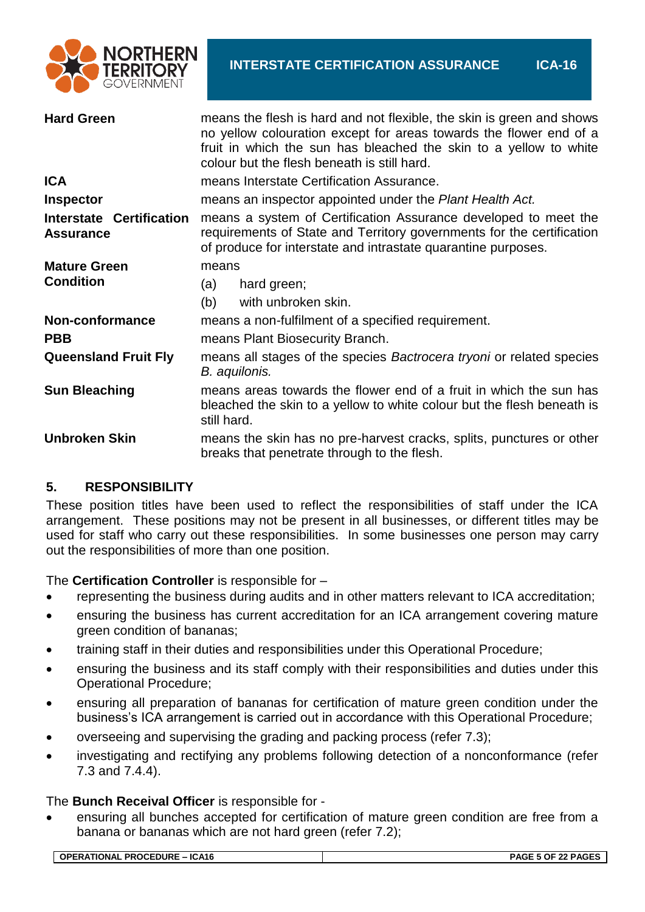| | |
|---|---|
| **Hard Green** | means the flesh is hard and not flexible, the skin is green and shows no yellow colouration except for areas towards the flower end of a fruit in which the sun has bleached the skin to a yellow to white colour but the flesh beneath is still hard. |
| **ICA** | means Interstate Certification Assurance. |
| **Inspector** | means an inspector appointed under the *Plant Health Act.* |
| **Interstate Certification Assurance** | means a system of Certification Assurance developed to meet the requirements of State and Territory governments for the certification of produce for interstate and intrastate quarantine purposes. |
| **Mature Green Condition** | means (a) hard green; (b) with unbroken skin. |
| **Non-conformance** | means a non-fulfilment of a specified requirement. |
| **PBB** | means Plant Biosecurity Branch. |
| **Queensland Fruit Fly** | means all stages of the species *Bactrocera tryoni* or related species *B. aquilonis.* |
| **Sun Bleaching** | means areas towards the flower end of a fruit in which the sun has bleached the skin to a yellow to white colour but the flesh beneath is still hard. |
| **Unbroken Skin** | means the skin has no pre-harvest cracks, splits, punctures or other breaks that penetrate through to the flesh. |

## 5. RESPONSIBILITY

These position titles have been used to reflect the responsibilities of staff under the ICA arrangement. These positions may not be present in all businesses, or different titles may be used for staff who carry out these responsibilities. In some businesses one person may carry out the responsibilities of more than one position.

The **Certification Controller** is responsible for –

- representing the business during audits and in other matters relevant to ICA accreditation;
- ensuring the business has current accreditation for an ICA arrangement covering mature green condition of bananas;
- training staff in their duties and responsibilities under this Operational Procedure;
- ensuring the business and its staff comply with their responsibilities and duties under this Operational Procedure;
- ensuring all preparation of bananas for certification of mature green condition under the business's ICA arrangement is carried out in accordance with this Operational Procedure;
- overseeing and supervising the grading and packing process (refer 7.3);
- investigating and rectifying any problems following detection of a nonconformance (refer 7.3 and 7.4.4).

The **Bunch Receival Officer** is responsible for -

- ensuring all bunches accepted for certification of mature green condition are free from a banana or bananas which are not hard green (refer 7.2);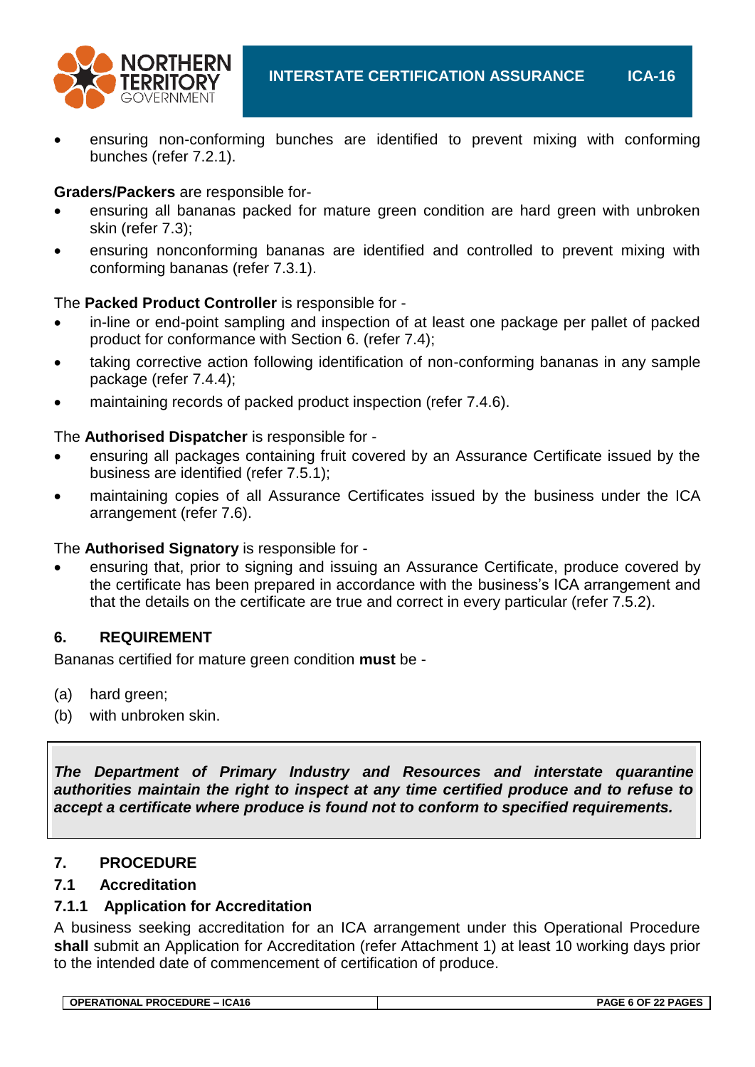- ensuring non-conforming bunches are identified to prevent mixing with conforming bunches (refer 7.2.1).

**Graders/Packers** are responsible for-

- ensuring all bananas packed for mature green condition are hard green with unbroken skin (refer 7.3);
- ensuring nonconforming bananas are identified and controlled to prevent mixing with conforming bananas (refer 7.3.1).

The **Packed Product Controller** is responsible for -

- in-line or end-point sampling and inspection of at least one package per pallet of packed product for conformance with Section 6. (refer 7.4);
- taking corrective action following identification of non-conforming bananas in any sample package (refer 7.4.4);
- maintaining records of packed product inspection (refer 7.4.6).

The **Authorised Dispatcher** is responsible for -

- ensuring all packages containing fruit covered by an Assurance Certificate issued by the business are identified (refer 7.5.1);
- maintaining copies of all Assurance Certificates issued by the business under the ICA arrangement (refer 7.6).

The **Authorised Signatory** is responsible for -

- ensuring that, prior to signing and issuing an Assurance Certificate, produce covered by the certificate has been prepared in accordance with the business's ICA arrangement and that the details on the certificate are true and correct in every particular (refer 7.5.2).

## 6. REQUIREMENT

Bananas certified for mature green condition **must** be -

(a) hard green;

(b) with unbroken skin.

***The Department of Primary Industry and Resources and interstate quarantine authorities maintain the right to inspect at any time certified produce and to refuse to accept a certificate where produce is found not to conform to specified requirements.***

## 7. PROCEDURE

### 7.1 Accreditation

#### 7.1.1 Application for Accreditation

A business seeking accreditation for an ICA arrangement under this Operational Procedure **shall** submit an Application for Accreditation (refer Attachment 1) at least 10 working days prior to the intended date of commencement of certification of produce.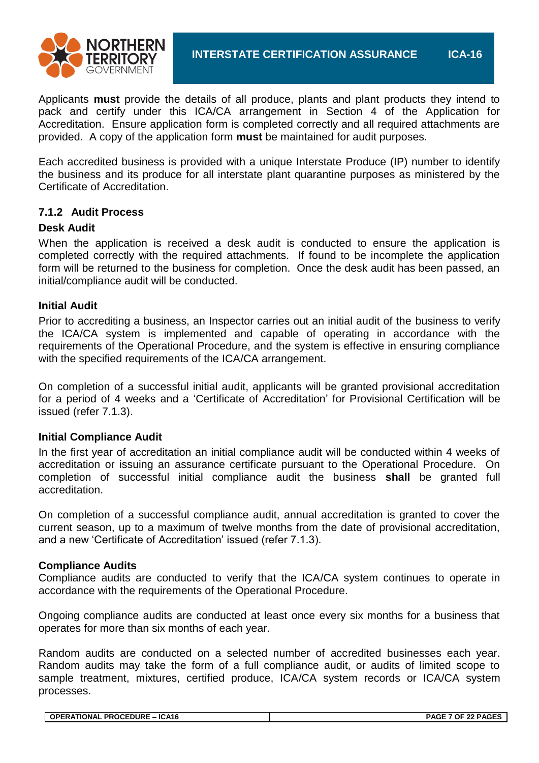Applicants **must** provide the details of all produce, plants and plant products they intend to pack and certify under this ICA/CA arrangement in Section 4 of the Application for Accreditation. Ensure application form is completed correctly and all required attachments are provided. A copy of the application form **must** be maintained for audit purposes.

Each accredited business is provided with a unique Interstate Produce (IP) number to identify the business and its produce for all interstate plant quarantine purposes as ministered by the Certificate of Accreditation.

### 7.1.2 Audit Process

**Desk Audit**

When the application is received a desk audit is conducted to ensure the application is completed correctly with the required attachments. If found to be incomplete the application form will be returned to the business for completion. Once the desk audit has been passed, an initial/compliance audit will be conducted.

**Initial Audit**

Prior to accrediting a business, an Inspector carries out an initial audit of the business to verify the ICA/CA system is implemented and capable of operating in accordance with the requirements of the Operational Procedure, and the system is effective in ensuring compliance with the specified requirements of the ICA/CA arrangement.

On completion of a successful initial audit, applicants will be granted provisional accreditation for a period of 4 weeks and a 'Certificate of Accreditation' for Provisional Certification will be issued (refer 7.1.3).

**Initial Compliance Audit**

In the first year of accreditation an initial compliance audit will be conducted within 4 weeks of accreditation or issuing an assurance certificate pursuant to the Operational Procedure. On completion of successful initial compliance audit the business **shall** be granted full accreditation.

On completion of a successful compliance audit, annual accreditation is granted to cover the current season, up to a maximum of twelve months from the date of provisional accreditation, and a new 'Certificate of Accreditation' issued (refer 7.1.3).

**Compliance Audits**

Compliance audits are conducted to verify that the ICA/CA system continues to operate in accordance with the requirements of the Operational Procedure.

Ongoing compliance audits are conducted at least once every six months for a business that operates for more than six months of each year.

Random audits are conducted on a selected number of accredited businesses each year. Random audits may take the form of a full compliance audit, or audits of limited scope to sample treatment, mixtures, certified produce, ICA/CA system records or ICA/CA system processes.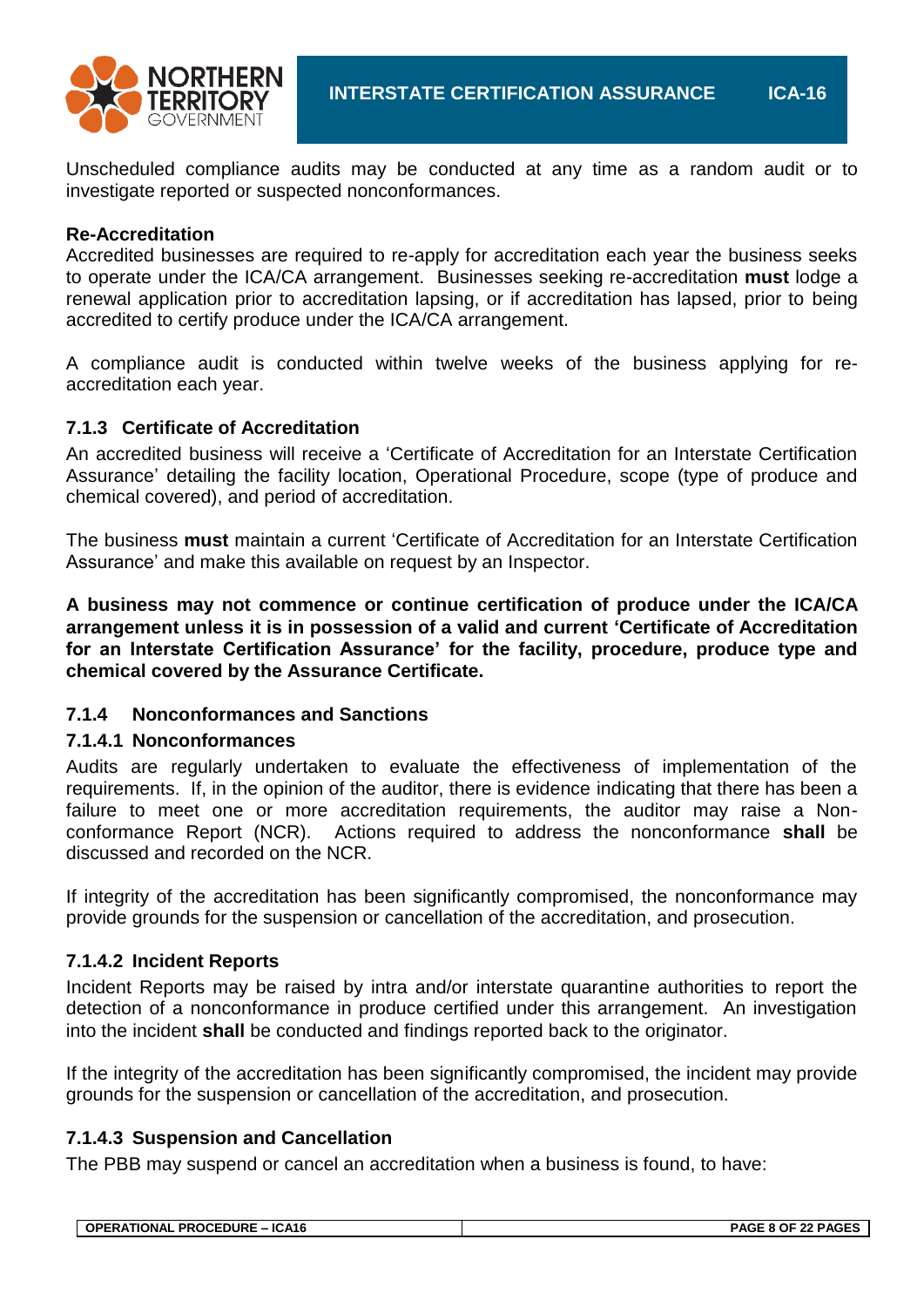Unscheduled compliance audits may be conducted at any time as a random audit or to investigate reported or suspected nonconformances.

**Re-Accreditation**

Accredited businesses are required to re-apply for accreditation each year the business seeks to operate under the ICA/CA arrangement. Businesses seeking re-accreditation **must** lodge a renewal application prior to accreditation lapsing, or if accreditation has lapsed, prior to being accredited to certify produce under the ICA/CA arrangement.

A compliance audit is conducted within twelve weeks of the business applying for re-accreditation each year.

### 7.1.3 Certificate of Accreditation

An accredited business will receive a 'Certificate of Accreditation for an Interstate Certification Assurance' detailing the facility location, Operational Procedure, scope (type of produce and chemical covered), and period of accreditation.

The business **must** maintain a current 'Certificate of Accreditation for an Interstate Certification Assurance' and make this available on request by an Inspector.

**A business may not commence or continue certification of produce under the ICA/CA arrangement unless it is in possession of a valid and current 'Certificate of Accreditation for an Interstate Certification Assurance' for the facility, procedure, produce type and chemical covered by the Assurance Certificate.**

### 7.1.4 Nonconformances and Sanctions

#### 7.1.4.1 Nonconformances

Audits are regularly undertaken to evaluate the effectiveness of implementation of the requirements. If, in the opinion of the auditor, there is evidence indicating that there has been a failure to meet one or more accreditation requirements, the auditor may raise a Non-conformance Report (NCR). Actions required to address the nonconformance **shall** be discussed and recorded on the NCR.

If integrity of the accreditation has been significantly compromised, the nonconformance may provide grounds for the suspension or cancellation of the accreditation, and prosecution.

#### 7.1.4.2 Incident Reports

Incident Reports may be raised by intra and/or interstate quarantine authorities to report the detection of a nonconformance in produce certified under this arrangement. An investigation into the incident **shall** be conducted and findings reported back to the originator.

If the integrity of the accreditation has been significantly compromised, the incident may provide grounds for the suspension or cancellation of the accreditation, and prosecution.

#### 7.1.4.3 Suspension and Cancellation

The PBB may suspend or cancel an accreditation when a business is found, to have: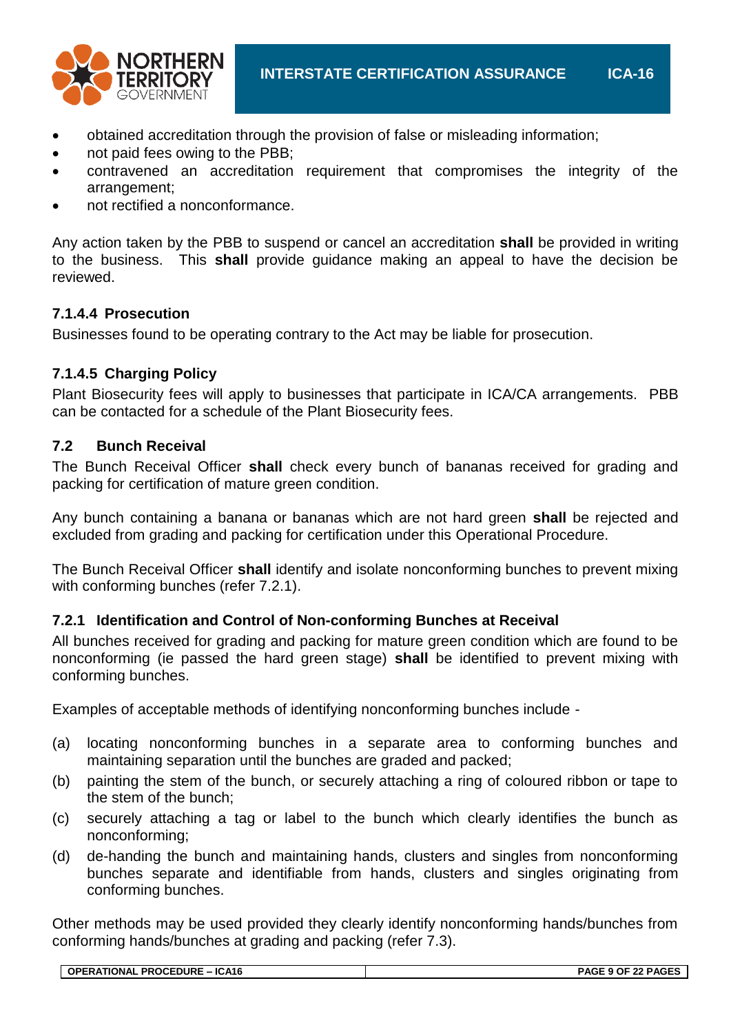- obtained accreditation through the provision of false or misleading information;
- not paid fees owing to the PBB;
- contravened an accreditation requirement that compromises the integrity of the arrangement;
- not rectified a nonconformance.

Any action taken by the PBB to suspend or cancel an accreditation **shall** be provided in writing to the business. This **shall** provide guidance making an appeal to have the decision be reviewed.

#### 7.1.4.4 Prosecution

Businesses found to be operating contrary to the Act may be liable for prosecution.

#### 7.1.4.5 Charging Policy

Plant Biosecurity fees will apply to businesses that participate in ICA/CA arrangements. PBB can be contacted for a schedule of the Plant Biosecurity fees.

## 7.2 Bunch Receival

The Bunch Receival Officer **shall** check every bunch of bananas received for grading and packing for certification of mature green condition.

Any bunch containing a banana or bananas which are not hard green **shall** be rejected and excluded from grading and packing for certification under this Operational Procedure.

The Bunch Receival Officer **shall** identify and isolate nonconforming bunches to prevent mixing with conforming bunches (refer 7.2.1).

### 7.2.1 Identification and Control of Non-conforming Bunches at Receival

All bunches received for grading and packing for mature green condition which are found to be nonconforming (ie passed the hard green stage) **shall** be identified to prevent mixing with conforming bunches.

Examples of acceptable methods of identifying nonconforming bunches include -

(a) locating nonconforming bunches in a separate area to conforming bunches and maintaining separation until the bunches are graded and packed;

(b) painting the stem of the bunch, or securely attaching a ring of coloured ribbon or tape to the stem of the bunch;

(c) securely attaching a tag or label to the bunch which clearly identifies the bunch as nonconforming;

(d) de-handing the bunch and maintaining hands, clusters and singles from nonconforming bunches separate and identifiable from hands, clusters and singles originating from conforming bunches.

Other methods may be used provided they clearly identify nonconforming hands/bunches from conforming hands/bunches at grading and packing (refer 7.3).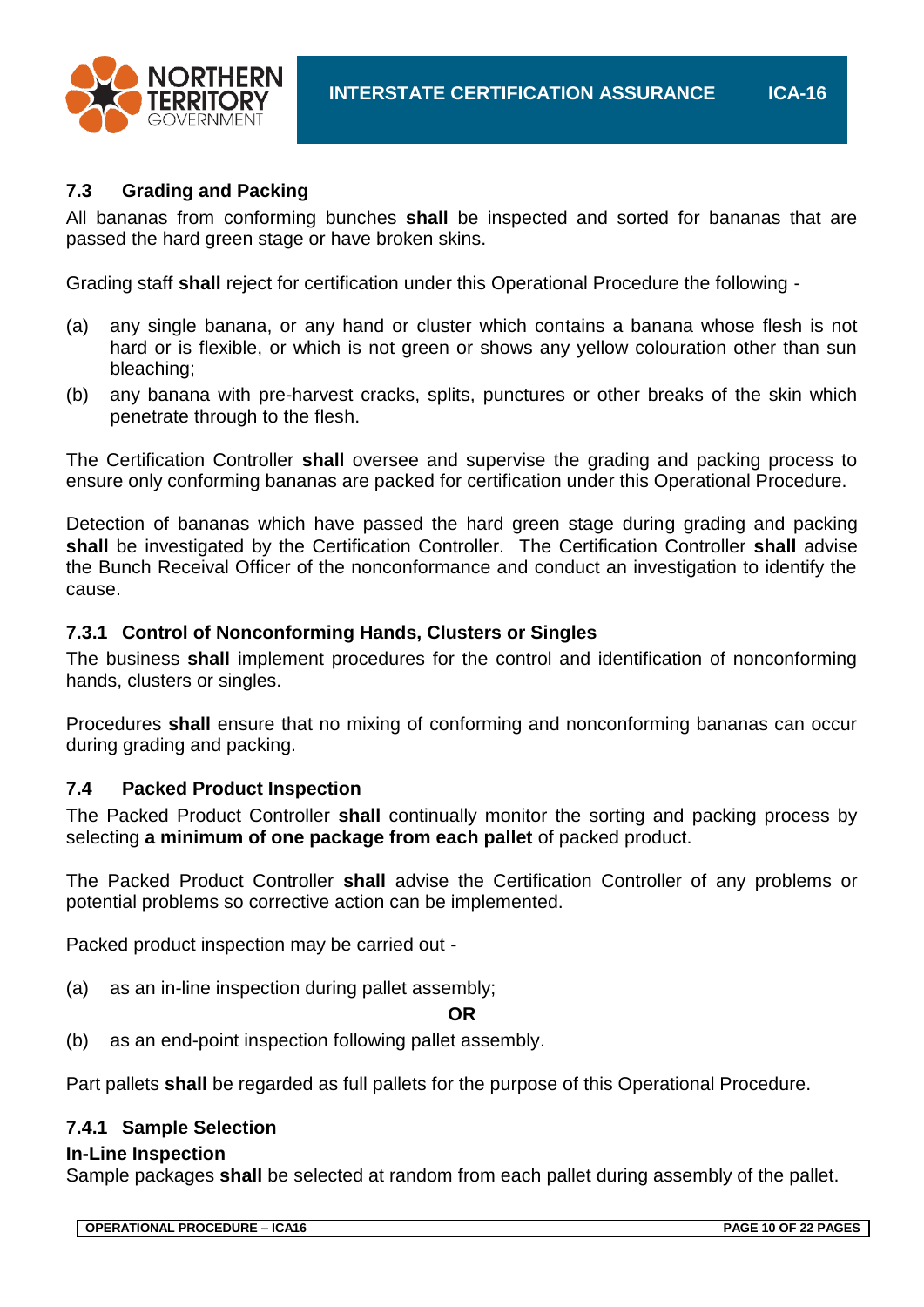### 7.3 Grading and Packing

All bananas from conforming bunches **shall** be inspected and sorted for bananas that are passed the hard green stage or have broken skins.

Grading staff **shall** reject for certification under this Operational Procedure the following -

(a) any single banana, or any hand or cluster which contains a banana whose flesh is not hard or is flexible, or which is not green or shows any yellow colouration other than sun bleaching;

(b) any banana with pre-harvest cracks, splits, punctures or other breaks of the skin which penetrate through to the flesh.

The Certification Controller **shall** oversee and supervise the grading and packing process to ensure only conforming bananas are packed for certification under this Operational Procedure.

Detection of bananas which have passed the hard green stage during grading and packing **shall** be investigated by the Certification Controller. The Certification Controller **shall** advise the Bunch Receival Officer of the nonconformance and conduct an investigation to identify the cause.

#### 7.3.1 Control of Nonconforming Hands, Clusters or Singles

The business **shall** implement procedures for the control and identification of nonconforming hands, clusters or singles.

Procedures **shall** ensure that no mixing of conforming and nonconforming bananas can occur during grading and packing.

### 7.4 Packed Product Inspection

The Packed Product Controller **shall** continually monitor the sorting and packing process by selecting **a minimum of one package from each pallet** of packed product.

The Packed Product Controller **shall** advise the Certification Controller of any problems or potential problems so corrective action can be implemented.

Packed product inspection may be carried out -

(a) as an in-line inspection during pallet assembly;

**OR**

(b) as an end-point inspection following pallet assembly.

Part pallets **shall** be regarded as full pallets for the purpose of this Operational Procedure.

#### 7.4.1 Sample Selection

**In-Line Inspection**

Sample packages **shall** be selected at random from each pallet during assembly of the pallet.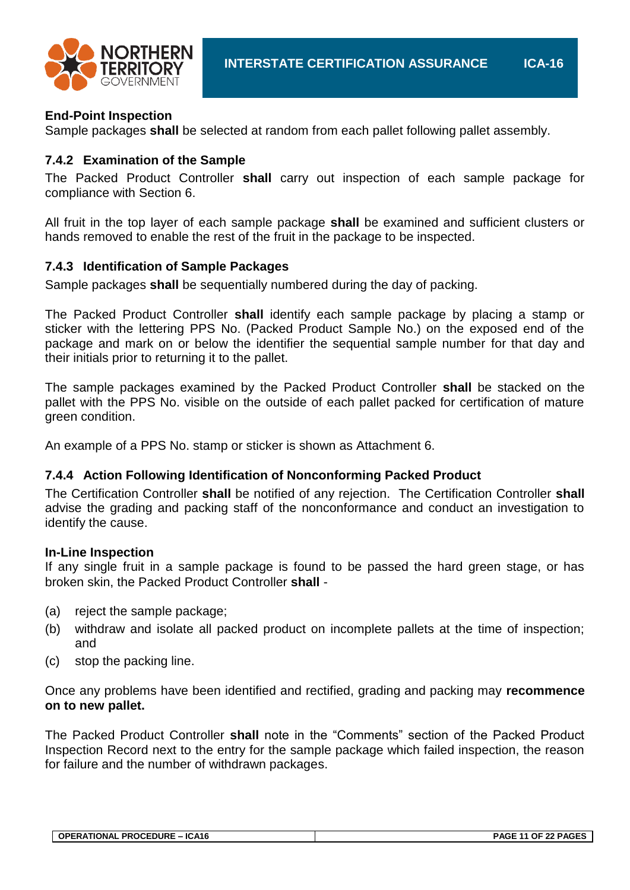**End-Point Inspection**

Sample packages **shall** be selected at random from each pallet following pallet assembly.

### 7.4.2 Examination of the Sample

The Packed Product Controller **shall** carry out inspection of each sample package for compliance with Section 6.

All fruit in the top layer of each sample package **shall** be examined and sufficient clusters or hands removed to enable the rest of the fruit in the package to be inspected.

### 7.4.3 Identification of Sample Packages

Sample packages **shall** be sequentially numbered during the day of packing.

The Packed Product Controller **shall** identify each sample package by placing a stamp or sticker with the lettering PPS No. (Packed Product Sample No.) on the exposed end of the package and mark on or below the identifier the sequential sample number for that day and their initials prior to returning it to the pallet.

The sample packages examined by the Packed Product Controller **shall** be stacked on the pallet with the PPS No. visible on the outside of each pallet packed for certification of mature green condition.

An example of a PPS No. stamp or sticker is shown as Attachment 6.

### 7.4.4 Action Following Identification of Nonconforming Packed Product

The Certification Controller **shall** be notified of any rejection. The Certification Controller **shall** advise the grading and packing staff of the nonconformance and conduct an investigation to identify the cause.

**In-Line Inspection**

If any single fruit in a sample package is found to be passed the hard green stage, or has broken skin, the Packed Product Controller **shall** -

(a) reject the sample package;

(b) withdraw and isolate all packed product on incomplete pallets at the time of inspection; and

(c) stop the packing line.

Once any problems have been identified and rectified, grading and packing may **recommence on to new pallet.**

The Packed Product Controller **shall** note in the "Comments" section of the Packed Product Inspection Record next to the entry for the sample package which failed inspection, the reason for failure and the number of withdrawn packages.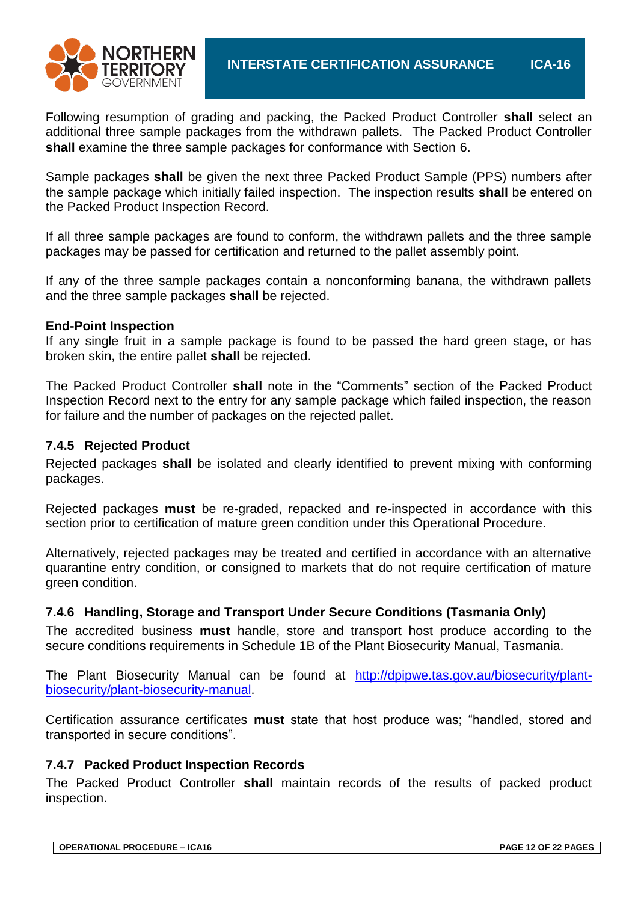Following resumption of grading and packing, the Packed Product Controller **shall** select an additional three sample packages from the withdrawn pallets. The Packed Product Controller **shall** examine the three sample packages for conformance with Section 6.

Sample packages **shall** be given the next three Packed Product Sample (PPS) numbers after the sample package which initially failed inspection. The inspection results **shall** be entered on the Packed Product Inspection Record.

If all three sample packages are found to conform, the withdrawn pallets and the three sample packages may be passed for certification and returned to the pallet assembly point.

If any of the three sample packages contain a nonconforming banana, the withdrawn pallets and the three sample packages **shall** be rejected.

**End-Point Inspection**

If any single fruit in a sample package is found to be passed the hard green stage, or has broken skin, the entire pallet **shall** be rejected.

The Packed Product Controller **shall** note in the "Comments" section of the Packed Product Inspection Record next to the entry for any sample package which failed inspection, the reason for failure and the number of packages on the rejected pallet.

### 7.4.5 Rejected Product

Rejected packages **shall** be isolated and clearly identified to prevent mixing with conforming packages.

Rejected packages **must** be re-graded, repacked and re-inspected in accordance with this section prior to certification of mature green condition under this Operational Procedure.

Alternatively, rejected packages may be treated and certified in accordance with an alternative quarantine entry condition, or consigned to markets that do not require certification of mature green condition.

### 7.4.6 Handling, Storage and Transport Under Secure Conditions (Tasmania Only)

The accredited business **must** handle, store and transport host produce according to the secure conditions requirements in Schedule 1B of the Plant Biosecurity Manual, Tasmania.

The Plant Biosecurity Manual can be found at [http://dpipwe.tas.gov.au/biosecurity/plant-biosecurity/plant-biosecurity-manual](http://dpipwe.tas.gov.au/biosecurity/plant-biosecurity/plant-biosecurity-manual).

Certification assurance certificates **must** state that host produce was; "handled, stored and transported in secure conditions".

### 7.4.7 Packed Product Inspection Records

The Packed Product Controller **shall** maintain records of the results of packed product inspection.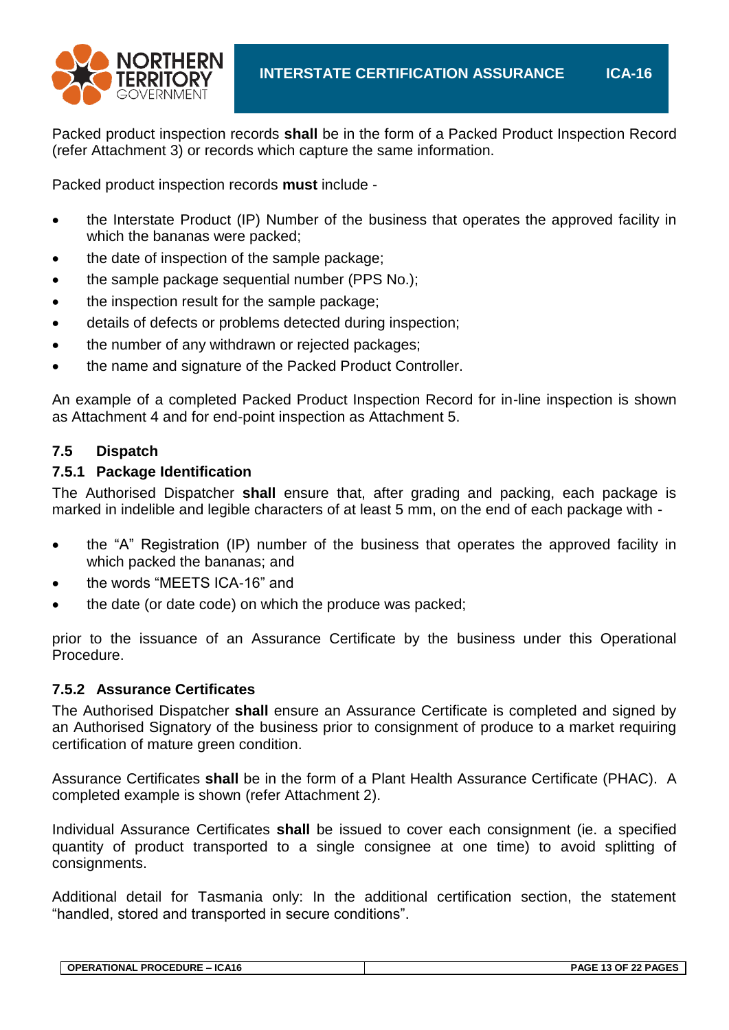Packed product inspection records **shall** be in the form of a Packed Product Inspection Record (refer Attachment 3) or records which capture the same information.

Packed product inspection records **must** include -

- the Interstate Product (IP) Number of the business that operates the approved facility in which the bananas were packed;
- the date of inspection of the sample package;
- the sample package sequential number (PPS No.);
- the inspection result for the sample package;
- details of defects or problems detected during inspection;
- the number of any withdrawn or rejected packages;
- the name and signature of the Packed Product Controller.

An example of a completed Packed Product Inspection Record for in-line inspection is shown as Attachment 4 and for end-point inspection as Attachment 5.

### 7.5 Dispatch

#### 7.5.1 Package Identification

The Authorised Dispatcher **shall** ensure that, after grading and packing, each package is marked in indelible and legible characters of at least 5 mm, on the end of each package with -

- the "A" Registration (IP) number of the business that operates the approved facility in which packed the bananas; and
- the words "MEETS ICA-16" and
- the date (or date code) on which the produce was packed;

prior to the issuance of an Assurance Certificate by the business under this Operational Procedure.

#### 7.5.2 Assurance Certificates

The Authorised Dispatcher **shall** ensure an Assurance Certificate is completed and signed by an Authorised Signatory of the business prior to consignment of produce to a market requiring certification of mature green condition.

Assurance Certificates **shall** be in the form of a Plant Health Assurance Certificate (PHAC). A completed example is shown (refer Attachment 2).

Individual Assurance Certificates **shall** be issued to cover each consignment (ie. a specified quantity of product transported to a single consignee at one time) to avoid splitting of consignments.

Additional detail for Tasmania only: In the additional certification section, the statement "handled, stored and transported in secure conditions".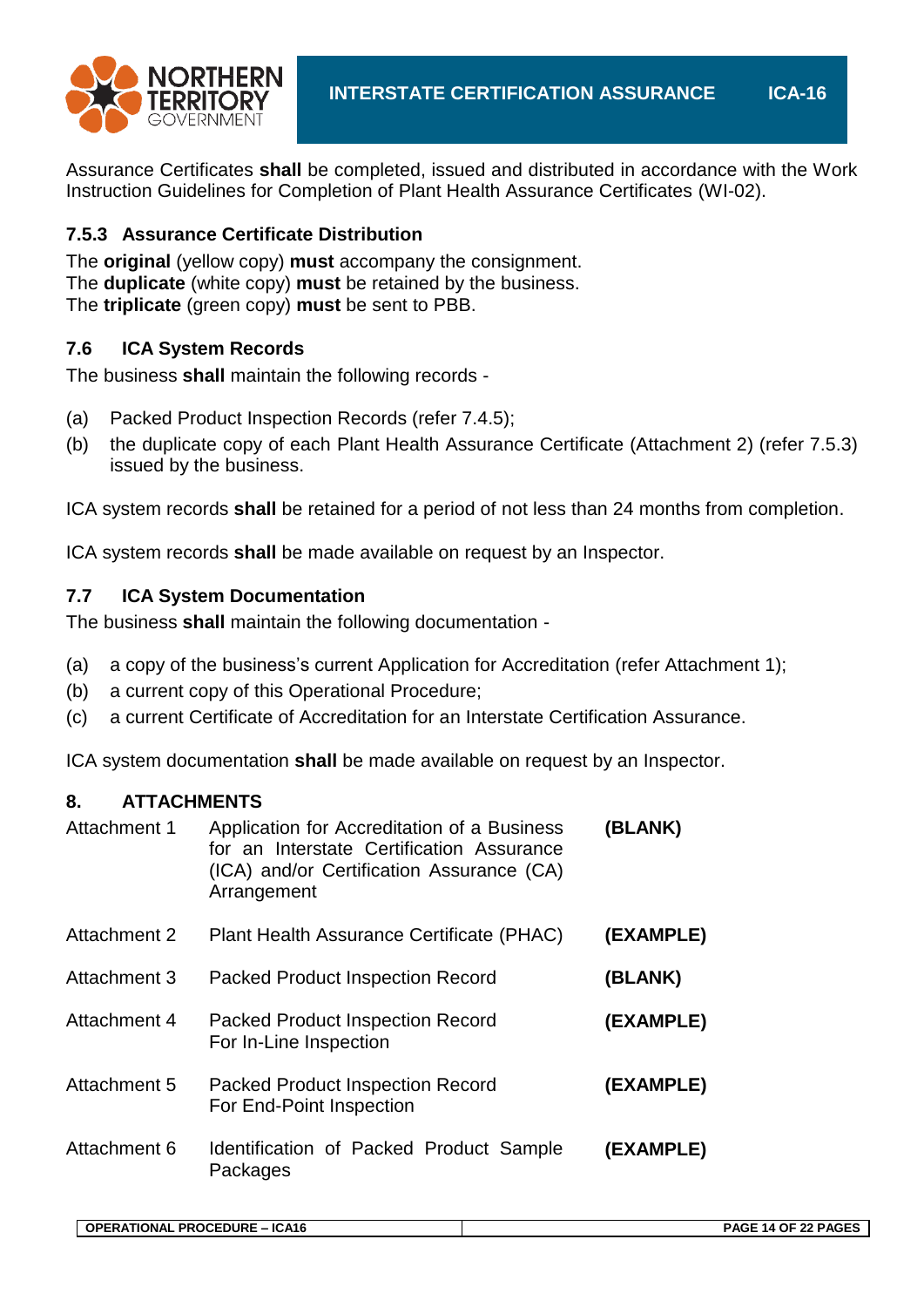Assurance Certificates **shall** be completed, issued and distributed in accordance with the Work Instruction Guidelines for Completion of Plant Health Assurance Certificates (WI-02).

### 7.5.3 Assurance Certificate Distribution

The **original** (yellow copy) **must** accompany the consignment.
The **duplicate** (white copy) **must** be retained by the business.
The **triplicate** (green copy) **must** be sent to PBB.

## 7.6 ICA System Records

The business **shall** maintain the following records -

(a) Packed Product Inspection Records (refer 7.4.5);

(b) the duplicate copy of each Plant Health Assurance Certificate (Attachment 2) (refer 7.5.3) issued by the business.

ICA system records **shall** be retained for a period of not less than 24 months from completion.

ICA system records **shall** be made available on request by an Inspector.

## 7.7 ICA System Documentation

The business **shall** maintain the following documentation -

(a) a copy of the business's current Application for Accreditation (refer Attachment 1);

(b) a current copy of this Operational Procedure;

(c) a current Certificate of Accreditation for an Interstate Certification Assurance.

ICA system documentation **shall** be made available on request by an Inspector.

# 8. ATTACHMENTS

| | | |
|---|---|---|
| Attachment 1 | Application for Accreditation of a Business for an Interstate Certification Assurance (ICA) and/or Certification Assurance (CA) Arrangement | **(BLANK)** |
| Attachment 2 | Plant Health Assurance Certificate (PHAC) | **(EXAMPLE)** |
| Attachment 3 | Packed Product Inspection Record | **(BLANK)** |
| Attachment 4 | Packed Product Inspection Record For In-Line Inspection | **(EXAMPLE)** |
| Attachment 5 | Packed Product Inspection Record For End-Point Inspection | **(EXAMPLE)** |
| Attachment 6 | Identification of Packed Product Sample Packages | **(EXAMPLE)** |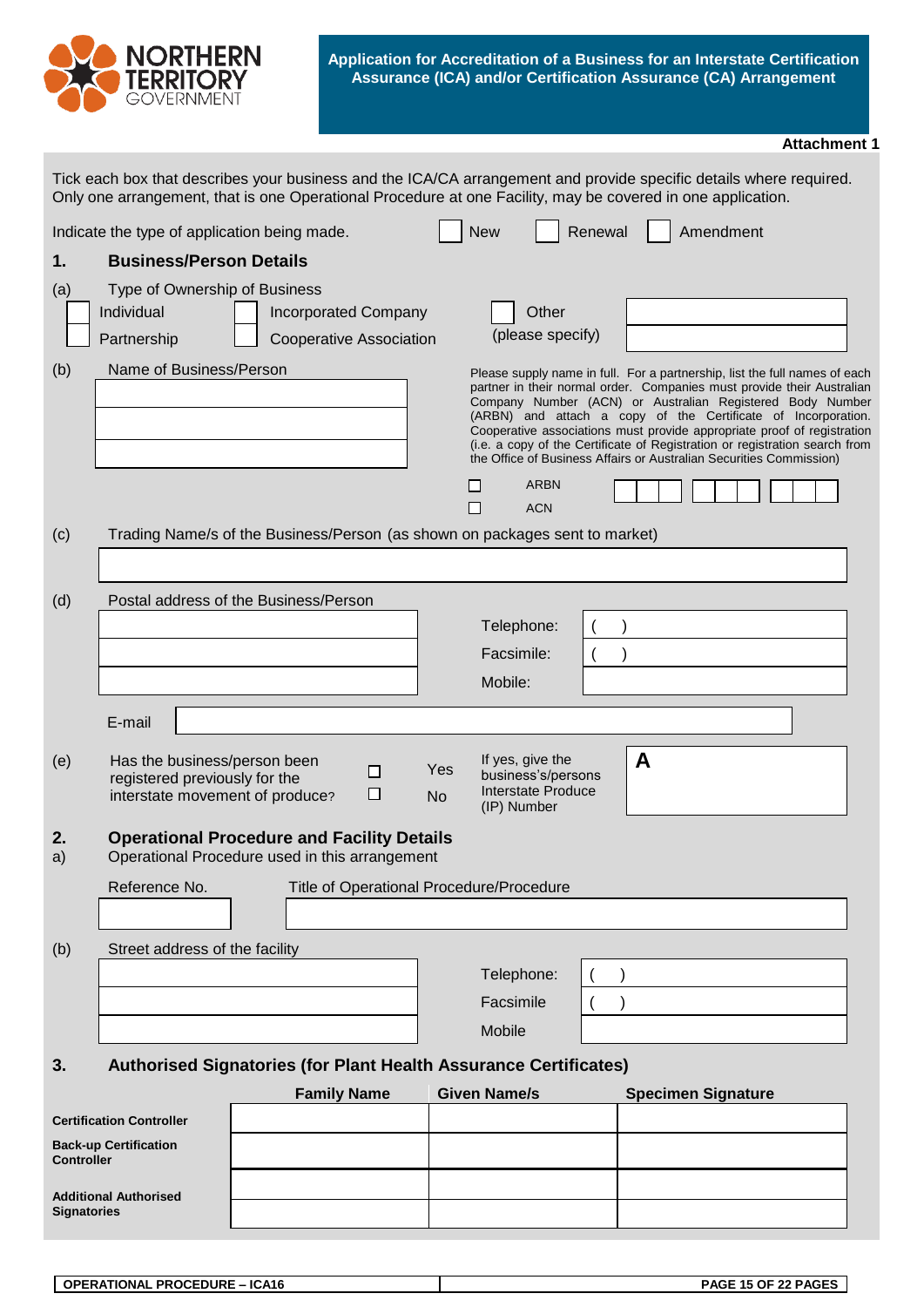NORTHERN TERRITORY GOVERNMENT

**Application for Accreditation of a Business for an Interstate Certification Assurance (ICA) and/or Certification Assurance (CA) Arrangement**

**Attachment 1**

Tick each box that describes your business and the ICA/CA arrangement and provide specific details where required. Only one arrangement, that is one Operational Procedure at one Facility, may be covered in one application.

Indicate the type of application being made. ☐ New ☐ Renewal ☐ Amendment

## 1. Business/Person Details

(a) Type of Ownership of Business

☐ Individual ☐ Incorporated Company ☐ Other (please specify) ____________

☐ Partnership ☐ Cooperative Association

(b) Name of Business/Person

____________

Please supply name in full. For a partnership, list the full names of each partner in their normal order. Companies must provide their Australian Company Number (ACN) or Australian Registered Body Number (ARBN) and attach a copy of the Certificate of Incorporation. Cooperative associations must provide appropriate proof of registration (i.e. a copy of the Certificate of Registration or registration search from the Office of Business Affairs or Australian Securities Commission)

☐ ARBN ☐☐☐ ☐☐☐ ☐☐☐

☐ ACN

(c) Trading Name/s of the Business/Person (as shown on packages sent to market)

____________

(d) Postal address of the Business/Person

____________

Telephone: (   )

Facsimile: (   )

Mobile:

E-mail ____________

(e) Has the business/person been registered previously for the interstate movement of produce? ☐ Yes ☐ No

If yes, give the business's/persons Interstate Produce (IP) Number **A**

## 2. Operational Procedure and Facility Details

a) Operational Procedure used in this arrangement

| Reference No. | Title of Operational Procedure/Procedure |
|---|---|
| | |

(b) Street address of the facility

____________

Telephone: (   )

Facsimile (   )

Mobile

## 3. Authorised Signatories (for Plant Health Assurance Certificates)

| | Family Name | Given Name/s | Specimen Signature |
|---|---|---|---|
| **Certification Controller** | | | |
| **Back-up Certification Controller** | | | |
| **Additional Authorised Signatories** | | | |
| | | | |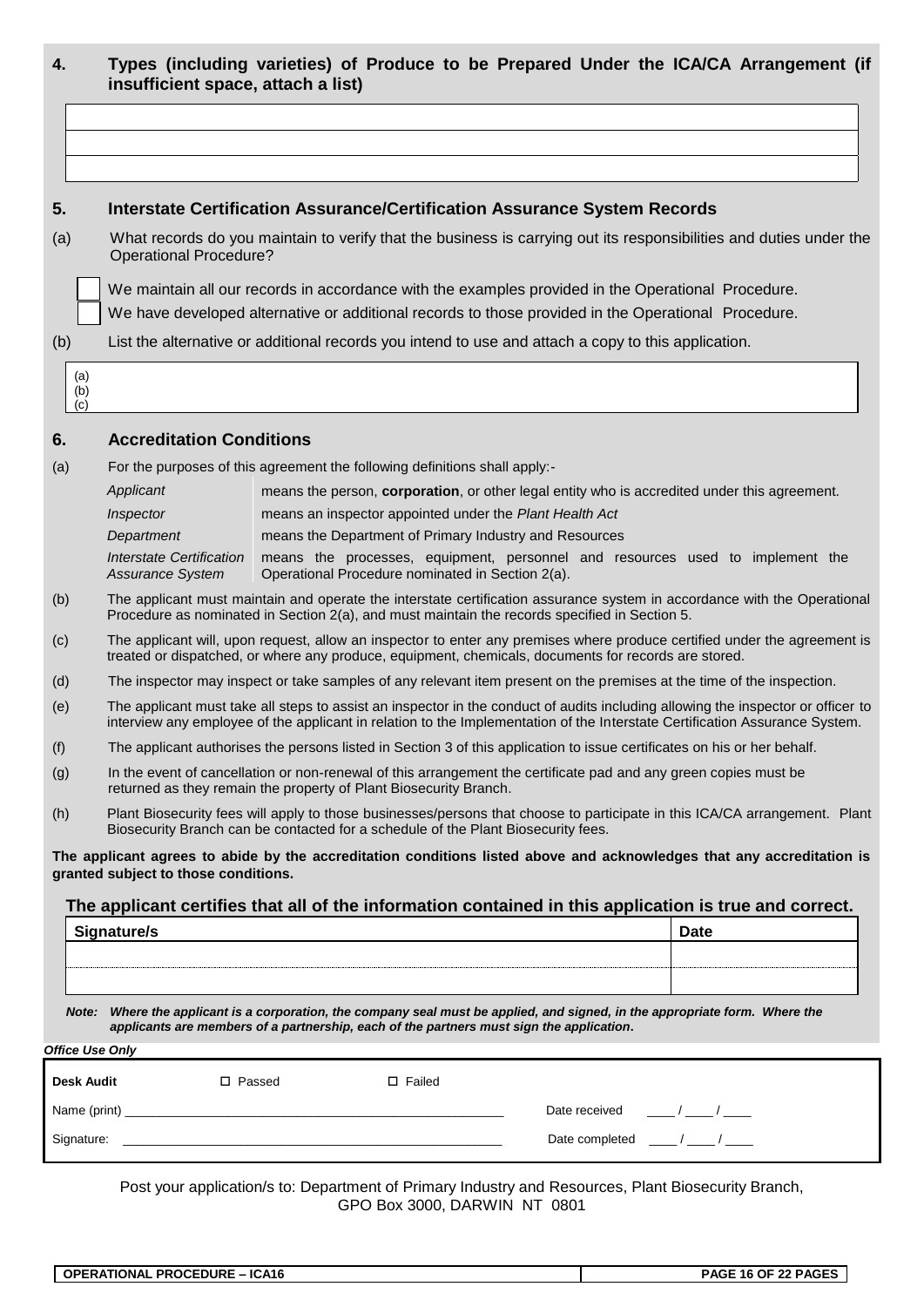## 4. Types (including varieties) of Produce to be Prepared Under the ICA/CA Arrangement (if insufficient space, attach a list)

| |
|---|
| |
| |
| |

## 5. Interstate Certification Assurance/Certification Assurance System Records

(a) What records do you maintain to verify that the business is carrying out its responsibilities and duties under the Operational Procedure?

☐ We maintain all our records in accordance with the examples provided in the Operational Procedure.

☐ We have developed alternative or additional records to those provided in the Operational Procedure.

(b) List the alternative or additional records you intend to use and attach a copy to this application.

| |
|---|
| (a)<br>(b)<br>(c) |

## 6. Accreditation Conditions

(a) For the purposes of this agreement the following definitions shall apply:-

| | |
|---|---|
| *Applicant* | means the person, **corporation**, or other legal entity who is accredited under this agreement. |
| *Inspector* | means an inspector appointed under the *Plant Health Act* |
| *Department* | means the Department of Primary Industry and Resources |
| *Interstate Certification Assurance System* | means the processes, equipment, personnel and resources used to implement the Operational Procedure nominated in Section 2(a). |

(b) The applicant must maintain and operate the interstate certification assurance system in accordance with the Operational Procedure as nominated in Section 2(a), and must maintain the records specified in Section 5.

(c) The applicant will, upon request, allow an inspector to enter any premises where produce certified under the agreement is treated or dispatched, or where any produce, equipment, chemicals, documents for records are stored.

(d) The inspector may inspect or take samples of any relevant item present on the premises at the time of the inspection.

(e) The applicant must take all steps to assist an inspector in the conduct of audits including allowing the inspector or officer to interview any employee of the applicant in relation to the Implementation of the Interstate Certification Assurance System.

(f) The applicant authorises the persons listed in Section 3 of this application to issue certificates on his or her behalf.

(g) In the event of cancellation or non-renewal of this arrangement the certificate pad and any green copies must be returned as they remain the property of Plant Biosecurity Branch.

(h) Plant Biosecurity fees will apply to those businesses/persons that choose to participate in this ICA/CA arrangement. Plant Biosecurity Branch can be contacted for a schedule of the Plant Biosecurity fees.

**The applicant agrees to abide by the accreditation conditions listed above and acknowledges that any accreditation is granted subject to those conditions.**

### The applicant certifies that all of the information contained in this application is true and correct.

| Signature/s | Date |
|---|---|
| | |
| | |

***Note: Where the applicant is a corporation, the company seal must be applied, and signed, in the appropriate form. Where the applicants are members of a partnership, each of the partners must sign the application.***

***Office Use Only***

| **Desk Audit** | ☐ Passed | ☐ Failed | |
|---|---|---|---|
| Name (print) \_\_\_\_\_\_\_\_\_\_\_\_\_\_\_\_\_\_\_\_ | | | Date received \_\_\_\_ / \_\_\_\_ / \_\_\_\_ |
| Signature: \_\_\_\_\_\_\_\_\_\_\_\_\_\_\_\_\_\_\_\_ | | | Date completed \_\_\_\_ / \_\_\_\_ / \_\_\_\_ |

Post your application/s to: Department of Primary Industry and Resources, Plant Biosecurity Branch, GPO Box 3000, DARWIN NT 0801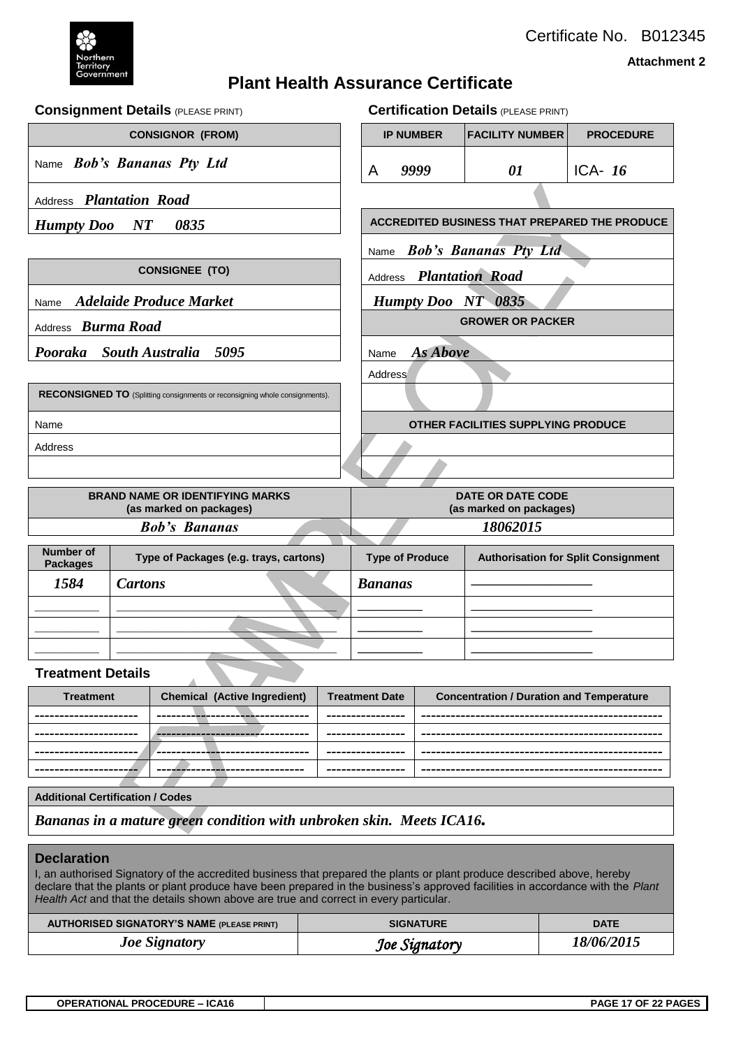Certificate No. B012345

**Attachment 2**

# Plant Health Assurance Certificate

## Consignment Details (PLEASE PRINT)

| CONSIGNOR (FROM) |
|---|
| Name *Bob's Bananas Pty Ltd* |
| Address *Plantation Road* |
| *Humpty Doo NT 0835* |

| CONSIGNEE (TO) |
|---|
| Name *Adelaide Produce Market* |
| Address *Burma Road* |
| *Pooraka South Australia 5095* |

| RECONSIGNED TO (Splitting consignments or reconsigning whole consignments). |
|---|
| Name |
| Address |
| |

## Certification Details (PLEASE PRINT)

| IP NUMBER | FACILITY NUMBER | PROCEDURE |
|---|---|---|
| A *9999* | *01* | ICA- *16* |

| ACCREDITED BUSINESS THAT PREPARED THE PRODUCE |
|---|
| Name *Bob's Bananas Pty Ltd* |
| Address *Plantation Road* |
| *Humpty Doo NT 0835* |

| GROWER OR PACKER |
|---|
| Name *As Above* |
| Address |
| |

| OTHER FACILITIES SUPPLYING PRODUCE |
|---|
| |
| |

| BRAND NAME OR IDENTIFYING MARKS (as marked on packages) | DATE OR DATE CODE (as marked on packages) |
|---|---|
| *Bob's Bananas* | *18062015* |

| Number of Packages | Type of Packages (e.g. trays, cartons) | Type of Produce | Authorisation for Split Consignment |
|---|---|---|---|
| *1584* | *Cartons* | *Bananas* | ________________ |
| ________ | ________________________________ | __________ | ________________ |
| ________ | ________________________________ | __________ | ________________ |
| ________ | ________________________________ | __________ | ________________ |

## Treatment Details

| Treatment | Chemical (Active Ingredient) | Treatment Date | Concentration / Duration and Temperature |
|---|---|---|---|
| --------------------- | ------------------------------ | ---------------- | ------------------------------------------------- |
| --------------------- | ------------------------------ | ---------------- | ------------------------------------------------- |
| --------------------- | ------------------------------ | ---------------- | ------------------------------------------------- |
| --------------------- | ------------------------------ | ---------------- | ------------------------------------------------- |

| Additional Certification / Codes |
|---|
| *Bananas in a mature green condition with unbroken skin. Meets ICA16.* |

## Declaration

I, an authorised Signatory of the accredited business that prepared the plants or plant produce described above, hereby declare that the plants or plant produce have been prepared in the business's approved facilities in accordance with the *Plant Health Act* and that the details shown above are true and correct in every particular.

| AUTHORISED SIGNATORY'S NAME (PLEASE PRINT) | SIGNATURE | DATE |
|---|---|---|
| *Joe Signatory* | *Joe Signatory* | *18/06/2015* |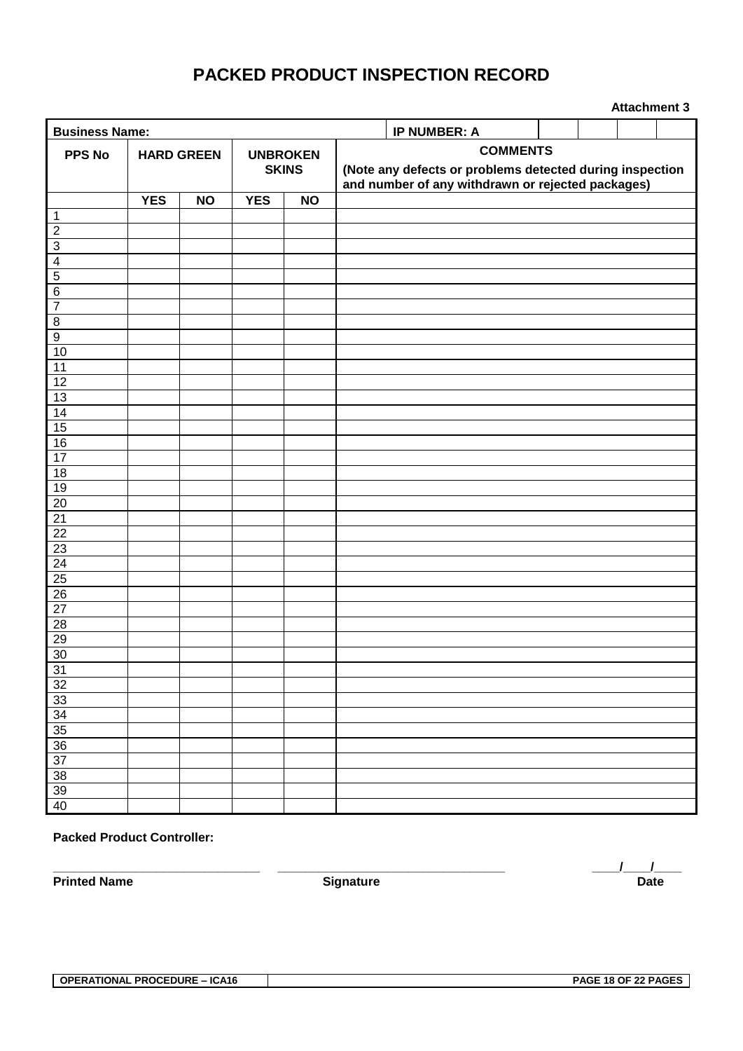# PACKED PRODUCT INSPECTION RECORD

**Attachment 3**

| **Business Name:** | | | | | **IP NUMBER: A** | | | | |
|---|---|---|---|---|---|---|---|---|---|
| **PPS No** | **HARD GREEN** | | **UNBROKEN SKINS** | | **COMMENTS** (Note any defects or problems detected during inspection and number of any withdrawn or rejected packages) | | | | |
| | **YES** | **NO** | **YES** | **NO** | | | | | |
| 1 | | | | | | | | | |
| 2 | | | | | | | | | |
| 3 | | | | | | | | | |
| 4 | | | | | | | | | |
| 5 | | | | | | | | | |
| 6 | | | | | | | | | |
| 7 | | | | | | | | | |
| 8 | | | | | | | | | |
| 9 | | | | | | | | | |
| 10 | | | | | | | | | |
| 11 | | | | | | | | | |
| 12 | | | | | | | | | |
| 13 | | | | | | | | | |
| 14 | | | | | | | | | |
| 15 | | | | | | | | | |
| 16 | | | | | | | | | |
| 17 | | | | | | | | | |
| 18 | | | | | | | | | |
| 19 | | | | | | | | | |
| 20 | | | | | | | | | |
| 21 | | | | | | | | | |
| 22 | | | | | | | | | |
| 23 | | | | | | | | | |
| 24 | | | | | | | | | |
| 25 | | | | | | | | | |
| 26 | | | | | | | | | |
| 27 | | | | | | | | | |
| 28 | | | | | | | | | |
| 29 | | | | | | | | | |
| 30 | | | | | | | | | |
| 31 | | | | | | | | | |
| 32 | | | | | | | | | |
| 33 | | | | | | | | | |
| 34 | | | | | | | | | |
| 35 | | | | | | | | | |
| 36 | | | | | | | | | |
| 37 | | | | | | | | | |
| 38 | | | | | | | | | |
| 39 | | | | | | | | | |
| 40 | | | | | | | | | |

**Packed Product Controller:**

______________________________ ________________________________ ____/____/____

**Printed Name** **Signature** **Date**

**OPERATIONAL PROCEDURE – ICA16**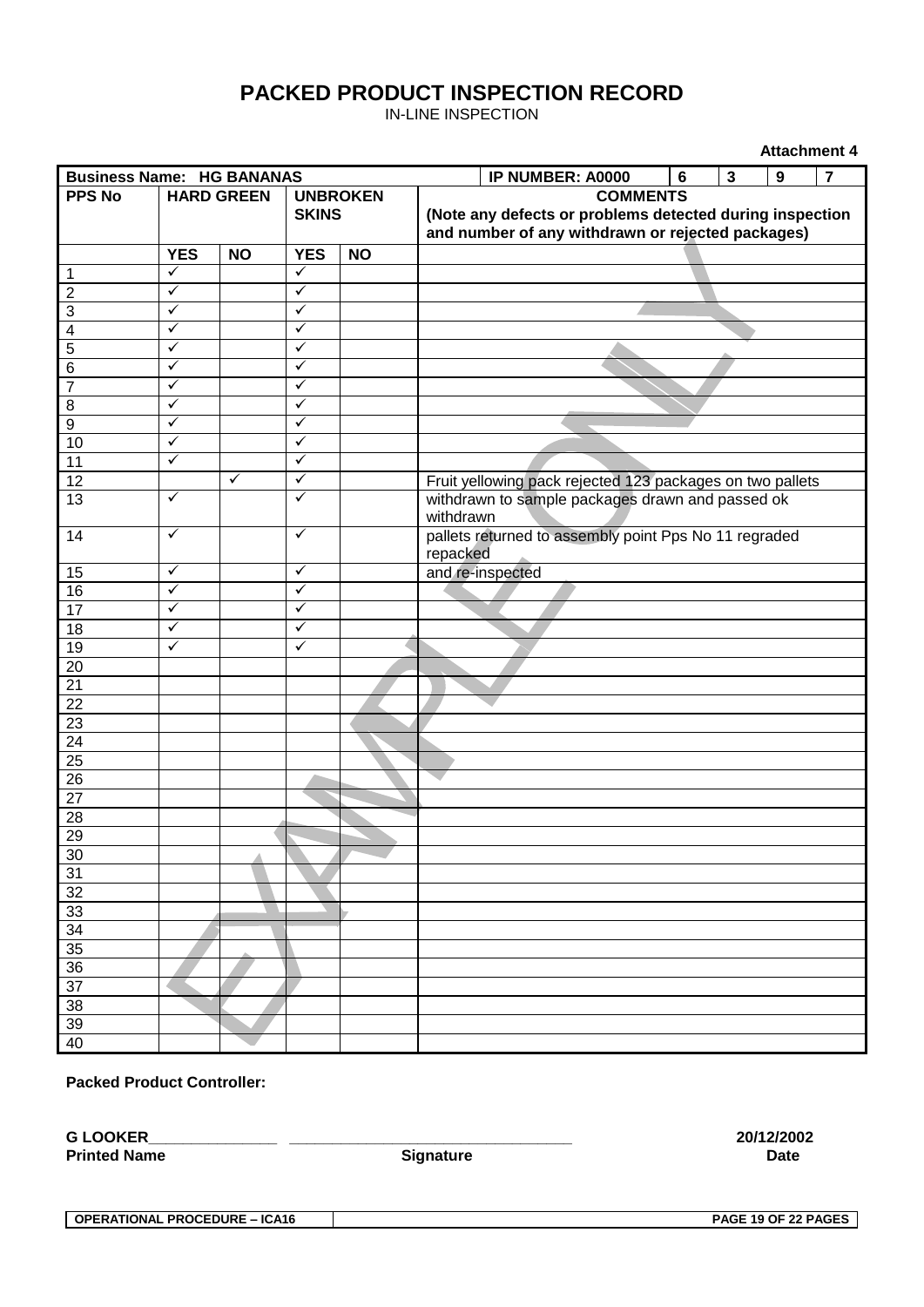# PACKED PRODUCT INSPECTION RECORD

IN-LINE INSPECTION

**Attachment 4**

| **Business Name: HG BANANAS** | | | | | **IP NUMBER: A0000** | **6** | **3** | **9** | **7** |
|---|---|---|---|---|---|---|---|---|---|
| **PPS No** | **HARD GREEN** | | **UNBROKEN SKINS** | | **COMMENTS (Note any defects or problems detected during inspection and number of any withdrawn or rejected packages)** | | | | |
| | **YES** | **NO** | **YES** | **NO** | | | | | |
| 1 | ✓ | | ✓ | | | | | | |
| 2 | ✓ | | ✓ | | | | | | |
| 3 | ✓ | | ✓ | | | | | | |
| 4 | ✓ | | ✓ | | | | | | |
| 5 | ✓ | | ✓ | | | | | | |
| 6 | ✓ | | ✓ | | | | | | |
| 7 | ✓ | | ✓ | | | | | | |
| 8 | ✓ | | ✓ | | | | | | |
| 9 | ✓ | | ✓ | | | | | | |
| 10 | ✓ | | ✓ | | | | | | |
| 11 | ✓ | | ✓ | | | | | | |
| 12 | | ✓ | ✓ | | Fruit yellowing pack rejected 123 packages on two pallets | | | | |
| 13 | ✓ | | ✓ | | withdrawn to sample packages drawn and passed ok withdrawn | | | | |
| 14 | ✓ | | ✓ | | pallets returned to assembly point Pps No 11 regraded repacked | | | | |
| 15 | ✓ | | ✓ | | and re-inspected | | | | |
| 16 | ✓ | | ✓ | | | | | | |
| 17 | ✓ | | ✓ | | | | | | |
| 18 | ✓ | | ✓ | | | | | | |
| 19 | ✓ | | ✓ | | | | | | |
| 20 | | | | | | | | | |
| 21 | | | | | | | | | |
| 22 | | | | | | | | | |
| 23 | | | | | | | | | |
| 24 | | | | | | | | | |
| 25 | | | | | | | | | |
| 26 | | | | | | | | | |
| 27 | | | | | | | | | |
| 28 | | | | | | | | | |
| 29 | | | | | | | | | |
| 30 | | | | | | | | | |
| 31 | | | | | | | | | |
| 32 | | | | | | | | | |
| 33 | | | | | | | | | |
| 34 | | | | | | | | | |
| 35 | | | | | | | | | |
| 36 | | | | | | | | | |
| 37 | | | | | | | | | |
| 38 | | | | | | | | | |
| 39 | | | | | | | | | |
| 40 | | | | | | | | | |

EXAMPLE ONLY

**Packed Product Controller:**

**G LOOKER**_______________ ________________________________ **20/12/2002**

**Printed Name** **Signature** **Date**

**OPERATIONAL PROCEDURE – ICA16**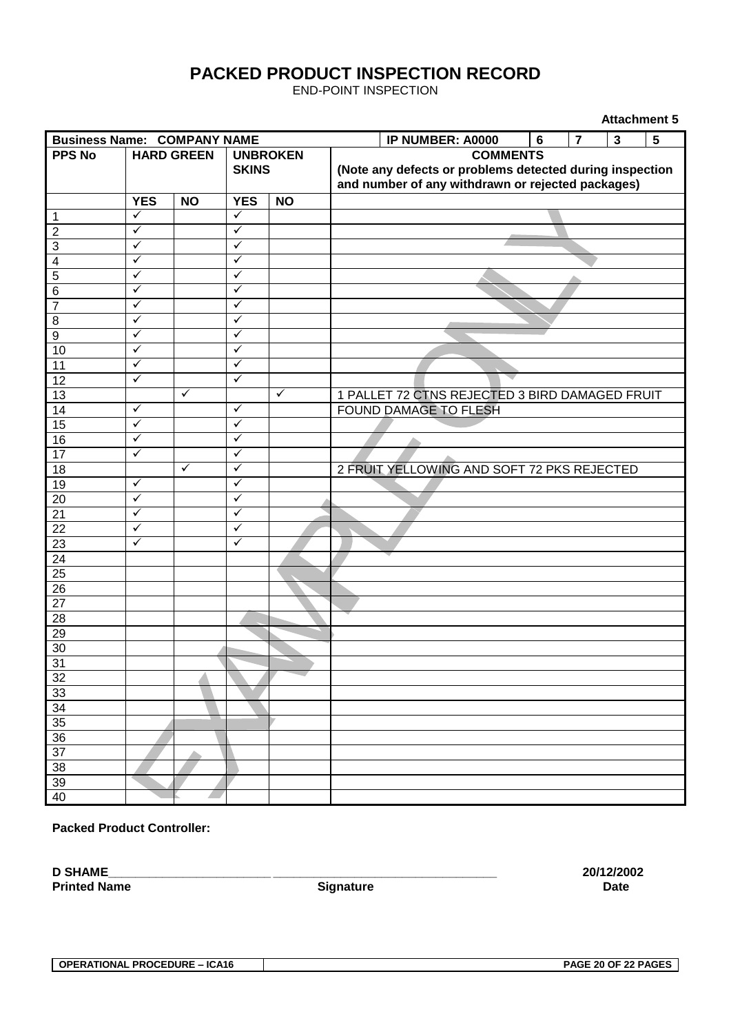# PACKED PRODUCT INSPECTION RECORD

END-POINT INSPECTION

**Attachment 5**

| **Business Name: COMPANY NAME** | | | | | **IP NUMBER: A0000** | **6** | **7** | **3** | **5** |
|---|---|---|---|---|---|---|---|---|---|
| **PPS No** | **HARD GREEN** | | **UNBROKEN SKINS** | | **COMMENTS** (Note any defects or problems detected during inspection and number of any withdrawn or rejected packages) | | | | |
| | **YES** | **NO** | **YES** | **NO** | | | | | |
| 1 | ✓ | | ✓ | | | | | | |
| 2 | ✓ | | ✓ | | | | | | |
| 3 | ✓ | | ✓ | | | | | | |
| 4 | ✓ | | ✓ | | | | | | |
| 5 | ✓ | | ✓ | | | | | | |
| 6 | ✓ | | ✓ | | | | | | |
| 7 | ✓ | | ✓ | | | | | | |
| 8 | ✓ | | ✓ | | | | | | |
| 9 | ✓ | | ✓ | | | | | | |
| 10 | ✓ | | ✓ | | | | | | |
| 11 | ✓ | | ✓ | | | | | | |
| 12 | ✓ | | ✓ | | | | | | |
| 13 | | ✓ | | ✓ | 1 PALLET 72 CTNS REJECTED 3 BIRD DAMAGED FRUIT | | | | |
| 14 | ✓ | | ✓ | | FOUND DAMAGE TO FLESH | | | | |
| 15 | ✓ | | ✓ | | | | | | |
| 16 | ✓ | | ✓ | | | | | | |
| 17 | ✓ | | ✓ | | | | | | |
| 18 | | ✓ | ✓ | | 2 FRUIT YELLOWING AND SOFT 72 PKS REJECTED | | | | |
| 19 | ✓ | | ✓ | | | | | | |
| 20 | ✓ | | ✓ | | | | | | |
| 21 | ✓ | | ✓ | | | | | | |
| 22 | ✓ | | ✓ | | | | | | |
| 23 | ✓ | | ✓ | | | | | | |
| 24 | | | | | | | | | |
| 25 | | | | | | | | | |
| 26 | | | | | | | | | |
| 27 | | | | | | | | | |
| 28 | | | | | | | | | |
| 29 | | | | | | | | | |
| 30 | | | | | | | | | |
| 31 | | | | | | | | | |
| 32 | | | | | | | | | |
| 33 | | | | | | | | | |
| 34 | | | | | | | | | |
| 35 | | | | | | | | | |
| 36 | | | | | | | | | |
| 37 | | | | | | | | | |
| 38 | | | | | | | | | |
| 39 | | | | | | | | | |
| 40 | | | | | | | | | |

EXAMPLE ONLY

**Packed Product Controller:**

**D SHAME**________________________ ________________________________ **20/12/2002**

**Printed Name** **Signature** **Date**

**OPERATIONAL PROCEDURE – ICA16**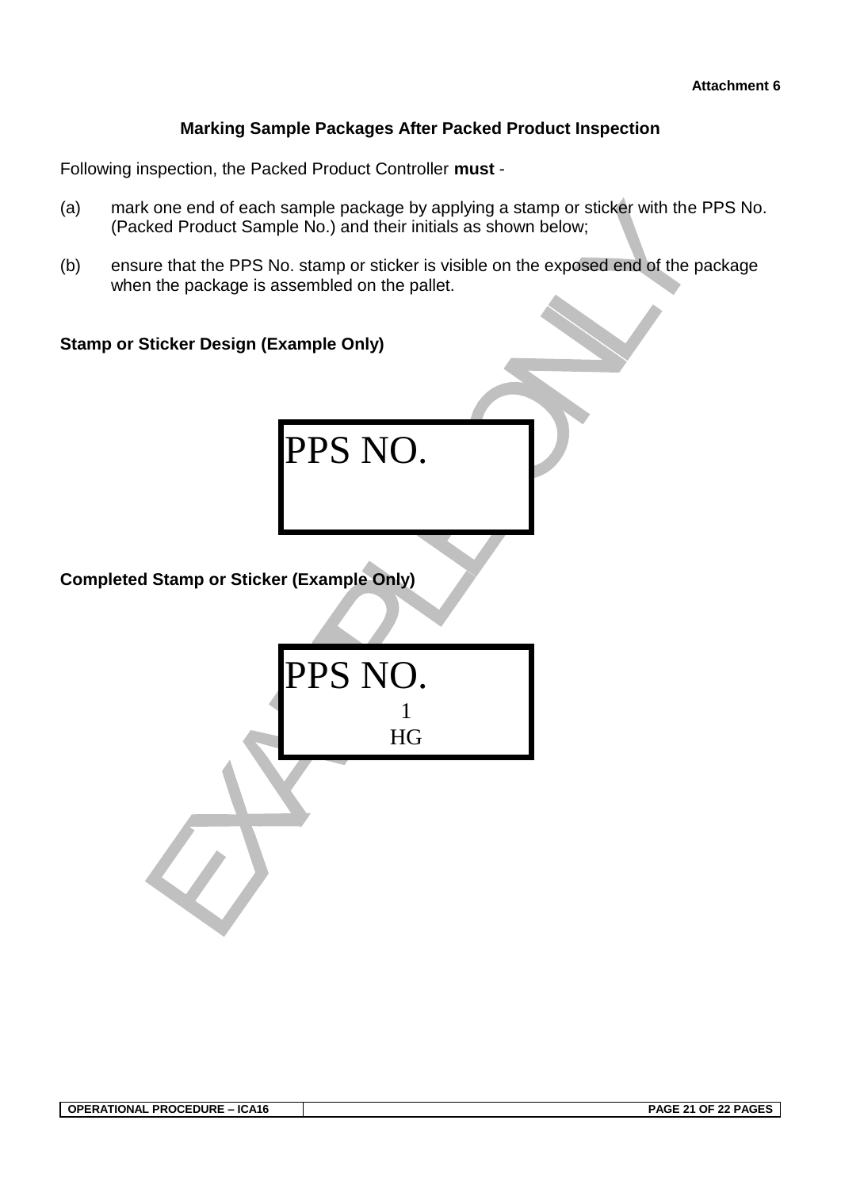Attachment 6

## Marking Sample Packages After Packed Product Inspection

Following inspection, the Packed Product Controller **must** -

(a) mark one end of each sample package by applying a stamp or sticker with the PPS No. (Packed Product Sample No.) and their initials as shown below;

(b) ensure that the PPS No. stamp or sticker is visible on the exposed end of the package when the package is assembled on the pallet.

**Stamp or Sticker Design (Example Only)**

PPS NO.

**Completed Stamp or Sticker (Example Only)**

PPS NO.
1
HG

EXAMPLE ONLY